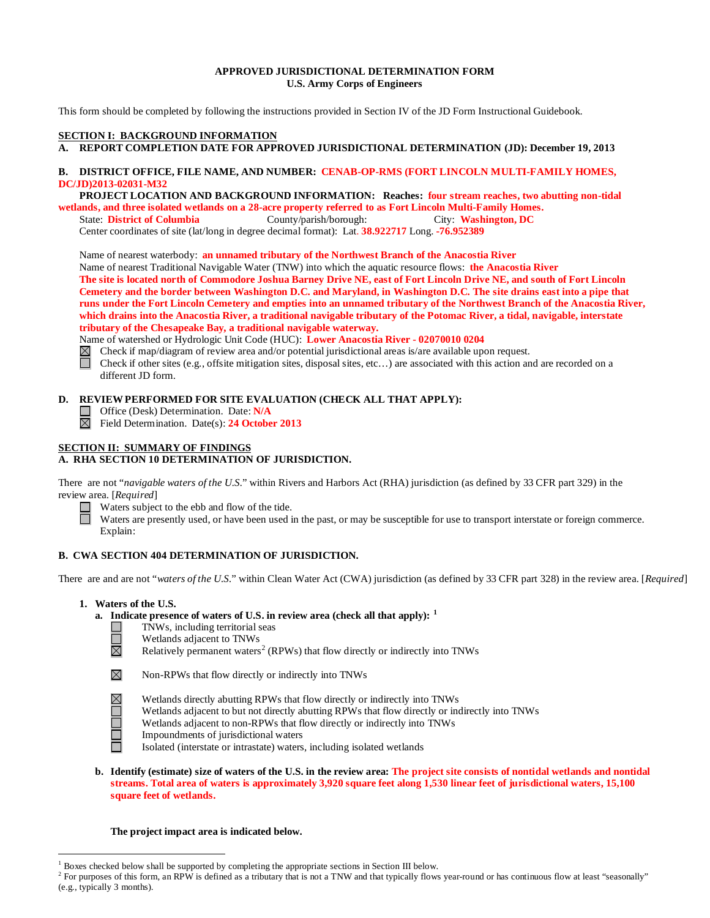**APPROVED JURISDICTIONAL DETERMINATION FORM**
**U.S. Army Corps of Engineers**

This form should be completed by following the instructions provided in Section IV of the JD Form Instructional Guidebook.

**SECTION I: BACKGROUND INFORMATION**

**A. REPORT COMPLETION DATE FOR APPROVED JURISDICTIONAL DETERMINATION (JD): December 19, 2013**

**B. DISTRICT OFFICE, FILE NAME, AND NUMBER: CENAB-OP-RMS (FORT LINCOLN MULTI-FAMILY HOMES, DC/JD)2013-02031-M32**

**PROJECT LOCATION AND BACKGROUND INFORMATION: Reaches: four stream reaches, two abutting non-tidal wetlands, and three isolated wetlands on a 28-acre property referred to as Fort Lincoln Multi-Family Homes.**

State: **District of Columbia** County/parish/borough: City: **Washington, DC**

Center coordinates of site (lat/long in degree decimal format): Lat. **38.922717** Long. **-76.952389**

Name of nearest waterbody: **an unnamed tributary of the Northwest Branch of the Anacostia River**

Name of nearest Traditional Navigable Water (TNW) into which the aquatic resource flows: **the Anacostia River**

**The site is located north of Commodore Joshua Barney Drive NE, east of Fort Lincoln Drive NE, and south of Fort Lincoln Cemetery and the border between Washington D.C. and Maryland, in Washington D.C. The site drains east into a pipe that runs under the Fort Lincoln Cemetery and empties into an unnamed tributary of the Northwest Branch of the Anacostia River, which drains into the Anacostia River, a traditional navigable tributary of the Potomac River, a tidal, navigable, interstate tributary of the Chesapeake Bay, a traditional navigable waterway.**

Name of watershed or Hydrologic Unit Code (HUC): **Lower Anacostia River - 02070010 0204**

- ☒ Check if map/diagram of review area and/or potential jurisdictional areas is/are available upon request.
- ☐ Check if other sites (e.g., offsite mitigation sites, disposal sites, etc…) are associated with this action and are recorded on a different JD form.

**D. REVIEW PERFORMED FOR SITE EVALUATION (CHECK ALL THAT APPLY):**

- ☐ Office (Desk) Determination. Date: **N/A**
- ☒ Field Determination. Date(s): **24 October 2013**

**SECTION II: SUMMARY OF FINDINGS**

**A. RHA SECTION 10 DETERMINATION OF JURISDICTION.**

There are not "*navigable waters of the U.S.*" within Rivers and Harbors Act (RHA) jurisdiction (as defined by 33 CFR part 329) in the review area. [*Required*]

- ☐ Waters subject to the ebb and flow of the tide.
- ☐ Waters are presently used, or have been used in the past, or may be susceptible for use to transport interstate or foreign commerce. Explain:

**B. CWA SECTION 404 DETERMINATION OF JURISDICTION.**

There are and are not "*waters of the U.S.*" within Clean Water Act (CWA) jurisdiction (as defined by 33 CFR part 328) in the review area. [*Required*]

**1. Waters of the U.S.**

**a. Indicate presence of waters of U.S. in review area (check all that apply):** [1]

- ☐ TNWs, including territorial seas
- ☐ Wetlands adjacent to TNWs
- ☒ Relatively permanent waters[2] (RPWs) that flow directly or indirectly into TNWs
- ☒ Non-RPWs that flow directly or indirectly into TNWs
- ☒ Wetlands directly abutting RPWs that flow directly or indirectly into TNWs
- ☐ Wetlands adjacent to but not directly abutting RPWs that flow directly or indirectly into TNWs
- ☐ Wetlands adjacent to non-RPWs that flow directly or indirectly into TNWs
- ☐ Impoundments of jurisdictional waters
- ☐ Isolated (interstate or intrastate) waters, including isolated wetlands

**b. Identify (estimate) size of waters of the U.S. in the review area: The project site consists of nontidal wetlands and nontidal streams. Total area of waters is approximately 3,920 square feet along 1,530 linear feet of jurisdictional waters, 15,100 square feet of wetlands.**

**The project impact area is indicated below.**

---

[1] Boxes checked below shall be supported by completing the appropriate sections in Section III below.

[2] For purposes of this form, an RPW is defined as a tributary that is not a TNW and that typically flows year-round or has continuous flow at least "seasonally" (e.g., typically 3 months).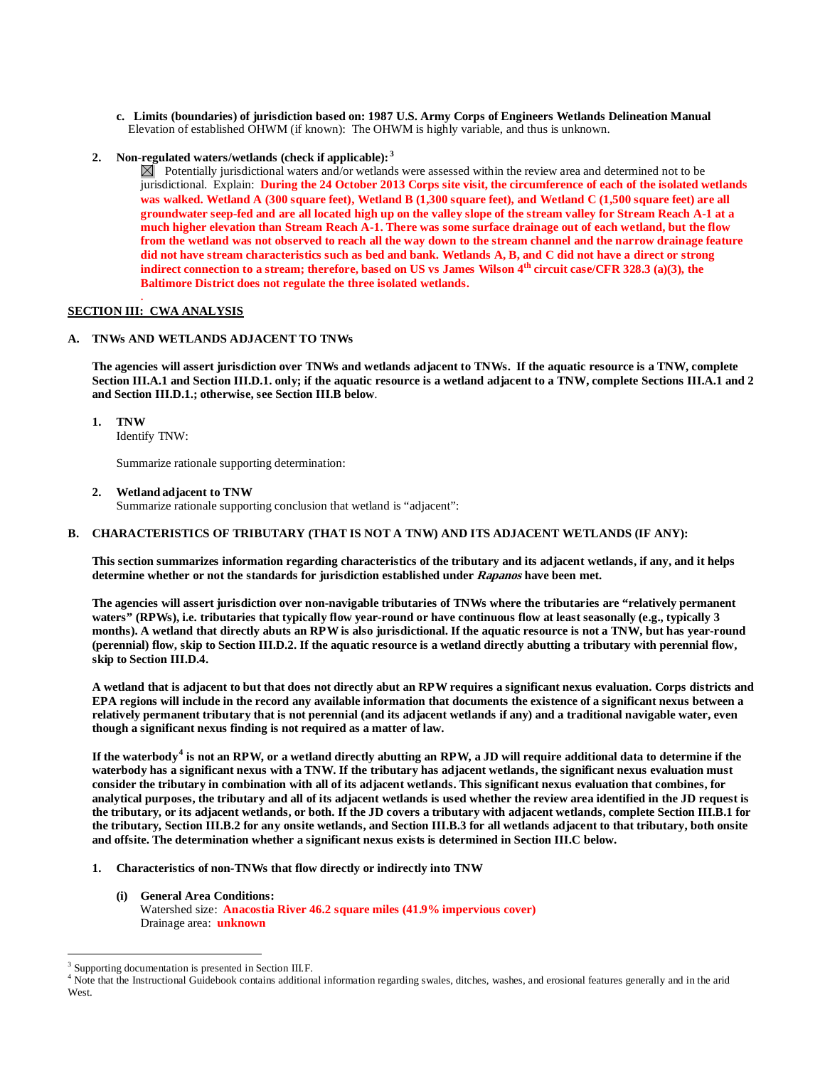**c. Limits (boundaries) of jurisdiction based on: 1987 U.S. Army Corps of Engineers Wetlands Delineation Manual**
Elevation of established OHWM (if known): The OHWM is highly variable, and thus is unknown.

**2. Non-regulated waters/wetlands (check if applicable):**[3]

☒ Potentially jurisdictional waters and/or wetlands were assessed within the review area and determined not to be jurisdictional. Explain: **During the 24 October 2013 Corps site visit, the circumference of each of the isolated wetlands was walked. Wetland A (300 square feet), Wetland B (1,300 square feet), and Wetland C (1,500 square feet) are all groundwater seep-fed and are all located high up on the valley slope of the stream valley for Stream Reach A-1 at a much higher elevation than Stream Reach A-1. There was some surface drainage out of each wetland, but the flow from the wetland was not observed to reach all the way down to the stream channel and the narrow drainage feature did not have stream characteristics such as bed and bank. Wetlands A, B, and C did not have a direct or strong indirect connection to a stream; therefore, based on US vs James Wilson 4th circuit case/CFR 328.3 (a)(3), the Baltimore District does not regulate the three isolated wetlands.**

.

## SECTION III: CWA ANALYSIS

### A. TNWs AND WETLANDS ADJACENT TO TNWs

**The agencies will assert jurisdiction over TNWs and wetlands adjacent to TNWs. If the aquatic resource is a TNW, complete Section III.A.1 and Section III.D.1. only; if the aquatic resource is a wetland adjacent to a TNW, complete Sections III.A.1 and 2 and Section III.D.1.; otherwise, see Section III.B below**.

**1. TNW**
Identify TNW:

Summarize rationale supporting determination:

**2. Wetland adjacent to TNW**
Summarize rationale supporting conclusion that wetland is "adjacent":

### B. CHARACTERISTICS OF TRIBUTARY (THAT IS NOT A TNW) AND ITS ADJACENT WETLANDS (IF ANY):

**This section summarizes information regarding characteristics of the tributary and its adjacent wetlands, if any, and it helps determine whether or not the standards for jurisdiction established under *Rapanos* have been met.**

**The agencies will assert jurisdiction over non-navigable tributaries of TNWs where the tributaries are "relatively permanent waters" (RPWs), i.e. tributaries that typically flow year-round or have continuous flow at least seasonally (e.g., typically 3 months). A wetland that directly abuts an RPW is also jurisdictional. If the aquatic resource is not a TNW, but has year-round (perennial) flow, skip to Section III.D.2. If the aquatic resource is a wetland directly abutting a tributary with perennial flow, skip to Section III.D.4.**

**A wetland that is adjacent to but that does not directly abut an RPW requires a significant nexus evaluation. Corps districts and EPA regions will include in the record any available information that documents the existence of a significant nexus between a relatively permanent tributary that is not perennial (and its adjacent wetlands if any) and a traditional navigable water, even though a significant nexus finding is not required as a matter of law.**

**If the waterbody[4] is not an RPW, or a wetland directly abutting an RPW, a JD will require additional data to determine if the waterbody has a significant nexus with a TNW. If the tributary has adjacent wetlands, the significant nexus evaluation must consider the tributary in combination with all of its adjacent wetlands. This significant nexus evaluation that combines, for analytical purposes, the tributary and all of its adjacent wetlands is used whether the review area identified in the JD request is the tributary, or its adjacent wetlands, or both. If the JD covers a tributary with adjacent wetlands, complete Section III.B.1 for the tributary, Section III.B.2 for any onsite wetlands, and Section III.B.3 for all wetlands adjacent to that tributary, both onsite and offsite. The determination whether a significant nexus exists is determined in Section III.C below.**

**1. Characteristics of non-TNWs that flow directly or indirectly into TNW**

**(i) General Area Conditions:**
Watershed size: **Anacostia River 46.2 square miles (41.9% impervious cover)**
Drainage area: **unknown**

---

[3] Supporting documentation is presented in Section III.F.
[4] Note that the Instructional Guidebook contains additional information regarding swales, ditches, washes, and erosional features generally and in the arid West.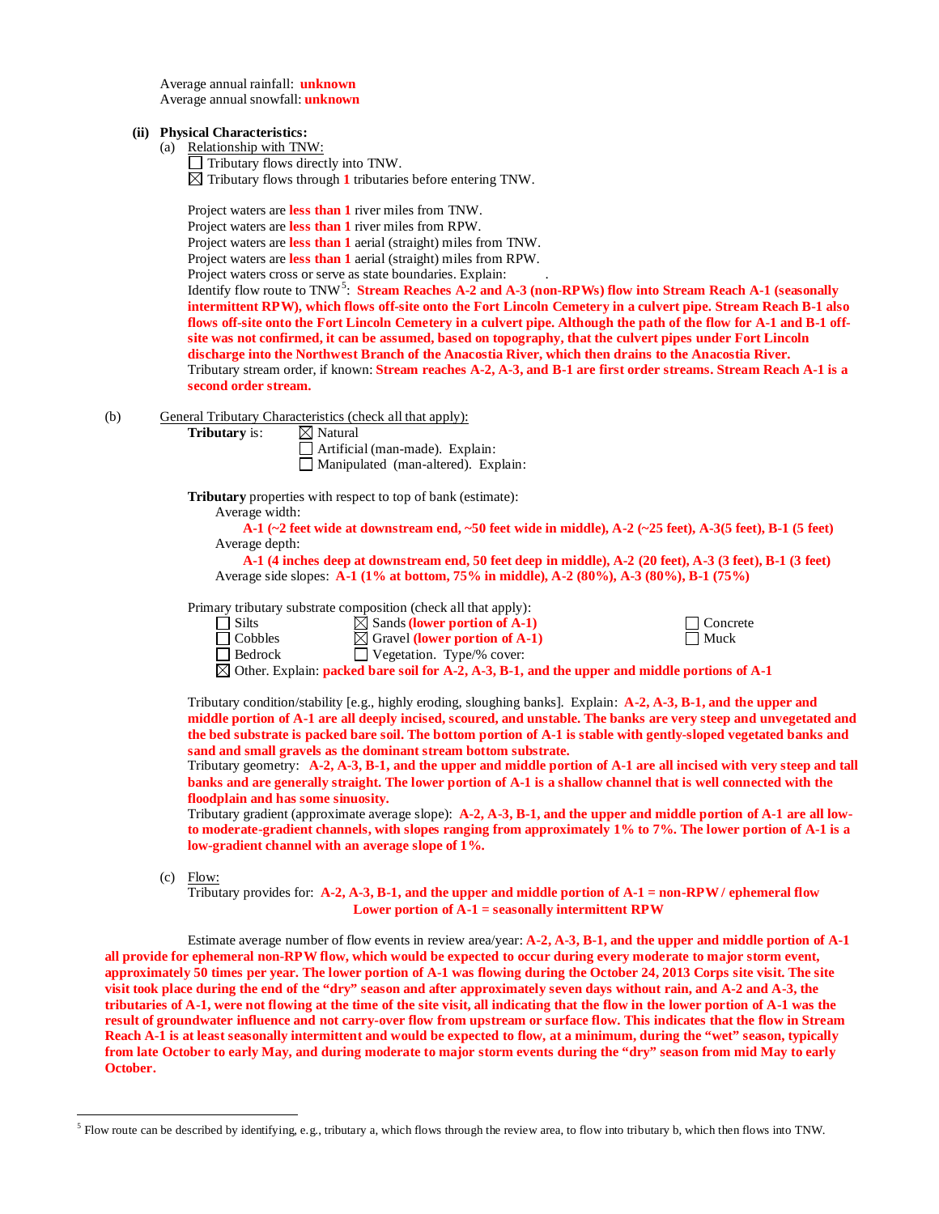Average annual rainfall: **unknown**
Average annual snowfall: **unknown**

**(ii) Physical Characteristics:**

(a) Relationship with TNW:

☐ Tributary flows directly into TNW.
☒ Tributary flows through **1** tributaries before entering TNW.

Project waters are **less than 1** river miles from TNW.
Project waters are **less than 1** river miles from RPW.
Project waters are **less than 1** aerial (straight) miles from TNW.
Project waters are **less than 1** aerial (straight) miles from RPW.
Project waters cross or serve as state boundaries. Explain: .
Identify flow route to TNW[5]: **Stream Reaches A-2 and A-3 (non-RPWs) flow into Stream Reach A-1 (seasonally intermittent RPW), which flows off-site onto the Fort Lincoln Cemetery in a culvert pipe. Stream Reach B-1 also flows off-site onto the Fort Lincoln Cemetery in a culvert pipe. Although the path of the flow for A-1 and B-1 off-site was not confirmed, it can be assumed, based on topography, that the culvert pipes under Fort Lincoln discharge into the Northwest Branch of the Anacostia River, which then drains to the Anacostia River.**
Tributary stream order, if known: **Stream reaches A-2, A-3, and B-1 are first order streams. Stream Reach A-1 is a second order stream.**

(b) General Tributary Characteristics (check all that apply):

**Tributary** is: ☒ Natural
☐ Artificial (man-made). Explain:
☐ Manipulated (man-altered). Explain:

**Tributary** properties with respect to top of bank (estimate):

Average width:
**A-1 (~2 feet wide at downstream end, ~50 feet wide in middle), A-2 (~25 feet), A-3(5 feet), B-1 (5 feet)**

Average depth:
**A-1 (4 inches deep at downstream end, 50 feet deep in middle), A-2 (20 feet), A-3 (3 feet), B-1 (3 feet)**

Average side slopes: **A-1 (1% at bottom, 75% in middle), A-2 (80%), A-3 (80%), B-1 (75%)**

Primary tributary substrate composition (check all that apply):

| | | |
|---|---|---|
| ☐ Silts | ☒ Sands **(lower portion of A-1)** | ☐ Concrete |
| ☐ Cobbles | ☒ Gravel **(lower portion of A-1)** | ☐ Muck |
| ☐ Bedrock | ☐ Vegetation. Type/% cover: | |

☒ Other. Explain: **packed bare soil for A-2, A-3, B-1, and the upper and middle portions of A-1**

Tributary condition/stability [e.g., highly eroding, sloughing banks]. Explain: **A-2, A-3, B-1, and the upper and middle portion of A-1 are all deeply incised, scoured, and unstable. The banks are very steep and unvegetated and the bed substrate is packed bare soil. The bottom portion of A-1 is stable with gently-sloped vegetated banks and sand and small gravels as the dominant stream bottom substrate.**
Tributary geometry: **A-2, A-3, B-1, and the upper and middle portion of A-1 are all incised with very steep and tall banks and are generally straight. The lower portion of A-1 is a shallow channel that is well connected with the floodplain and has some sinuosity.**
Tributary gradient (approximate average slope): **A-2, A-3, B-1, and the upper and middle portion of A-1 are all low-to moderate-gradient channels, with slopes ranging from approximately 1% to 7%. The lower portion of A-1 is a low-gradient channel with an average slope of 1%.**

(c) Flow:

Tributary provides for: **A-2, A-3, B-1, and the upper and middle portion of A-1 = non-RPW / ephemeral flow**
**Lower portion of A-1 = seasonally intermittent RPW**

Estimate average number of flow events in review area/year: **A-2, A-3, B-1, and the upper and middle portion of A-1 all provide for ephemeral non-RPW flow, which would be expected to occur during every moderate to major storm event, approximately 50 times per year. The lower portion of A-1 was flowing during the October 24, 2013 Corps site visit. The site visit took place during the end of the "dry" season and after approximately seven days without rain, and A-2 and A-3, the tributaries of A-1, were not flowing at the time of the site visit, all indicating that the flow in the lower portion of A-1 was the result of groundwater influence and not carry-over flow from upstream or surface flow. This indicates that the flow in Stream Reach A-1 is at least seasonally intermittent and would be expected to flow, at a minimum, during the "wet" season, typically from late October to early May, and during moderate to major storm events during the "dry" season from mid May to early October.**

---

[5] Flow route can be described by identifying, e.g., tributary a, which flows through the review area, to flow into tributary b, which then flows into TNW.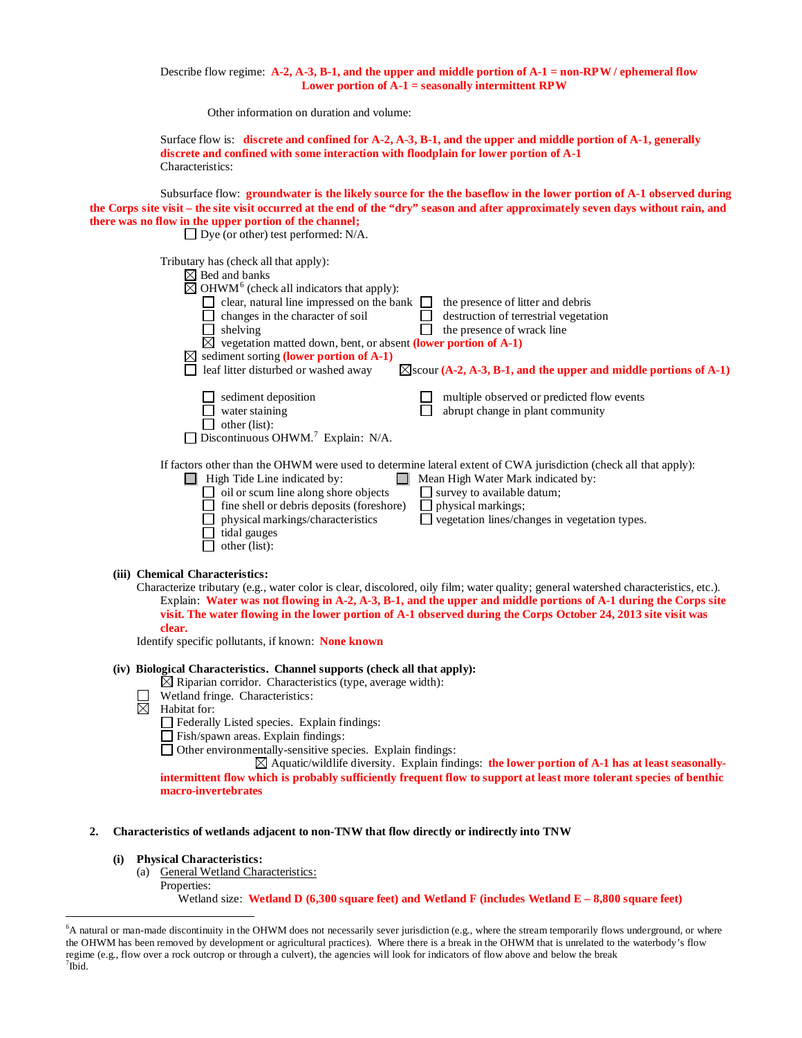Describe flow regime: **A-2, A-3, B-1, and the upper and middle portion of A-1 = non-RPW / ephemeral flow**
**Lower portion of A-1 = seasonally intermittent RPW**

Other information on duration and volume:

Surface flow is: **discrete and confined for A-2, A-3, B-1, and the upper and middle portion of A-1, generally discrete and confined with some interaction with floodplain for lower portion of A-1**
Characteristics:

Subsurface flow: **groundwater is the likely source for the the baseflow in the lower portion of A-1 observed during the Corps site visit – the site visit occurred at the end of the "dry" season and after approximately seven days without rain, and there was no flow in the upper portion of the channel;**
☐ Dye (or other) test performed: N/A.

Tributary has (check all that apply):
☒ Bed and banks
☒ OHWM[6] (check all indicators that apply):
- ☐ clear, natural line impressed on the bank
- ☐ the presence of litter and debris
- ☐ changes in the character of soil
- ☐ destruction of terrestrial vegetation
- ☐ shelving
- ☐ the presence of wrack line
- ☒ vegetation matted down, bent, or absent **(lower portion of A-1)**
- ☒ sediment sorting **(lower portion of A-1)**
- ☐ leaf litter disturbed or washed away
- ☒ scour **(A-2, A-3, B-1, and the upper and middle portions of A-1)**
- ☐ sediment deposition
- ☐ multiple observed or predicted flow events
- ☐ water staining
- ☐ abrupt change in plant community
- ☐ other (list):

☐ Discontinuous OHWM.[7] Explain: N/A.

If factors other than the OHWM were used to determine lateral extent of CWA jurisdiction (check all that apply):

☐ High Tide Line indicated by:
- ☐ oil or scum line along shore objects
- ☐ fine shell or debris deposits (foreshore)
- ☐ physical markings/characteristics
- ☐ tidal gauges
- ☐ other (list):

☐ Mean High Water Mark indicated by:
- ☐ survey to available datum;
- ☐ physical markings;
- ☐ vegetation lines/changes in vegetation types.

**(iii) Chemical Characteristics:**

Characterize tributary (e.g., water color is clear, discolored, oily film; water quality; general watershed characteristics, etc.).
Explain: **Water was not flowing in A-2, A-3, B-1, and the upper and middle portions of A-1 during the Corps site visit. The water flowing in the lower portion of A-1 observed during the Corps October 24, 2013 site visit was clear.**

Identify specific pollutants, if known: **None known**

**(iv) Biological Characteristics. Channel supports (check all that apply):**

☒ Riparian corridor. Characteristics (type, average width):
☐ Wetland fringe. Characteristics:
☒ Habitat for:
- ☐ Federally Listed species. Explain findings:
- ☐ Fish/spawn areas. Explain findings:
- ☐ Other environmentally-sensitive species. Explain findings:
- ☒ Aquatic/wildlife diversity. Explain findings: **the lower portion of A-1 has at least seasonally-intermittent flow which is probably sufficiently frequent flow to support at least more tolerant species of benthic macro-invertebrates**

**2. Characteristics of wetlands adjacent to non-TNW that flow directly or indirectly into TNW**

**(i) Physical Characteristics:**

(a) General Wetland Characteristics:

Properties:

Wetland size: **Wetland D (6,300 square feet) and Wetland F (includes Wetland E – 8,800 square feet)**

---

[6] A natural or man-made discontinuity in the OHWM does not necessarily sever jurisdiction (e.g., where the stream temporarily flows underground, or where the OHWM has been removed by development or agricultural practices). Where there is a break in the OHWM that is unrelated to the waterbody's flow regime (e.g., flow over a rock outcrop or through a culvert), the agencies will look for indicators of flow above and below the break

[7] Ibid.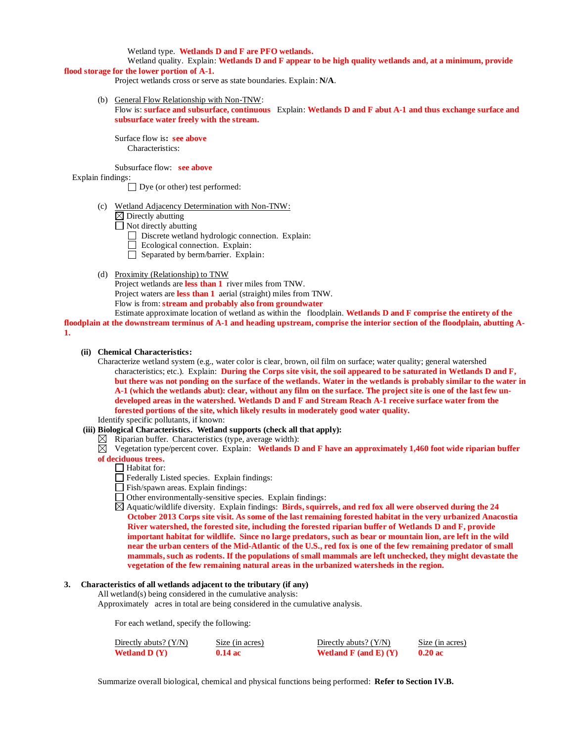Wetland type. **Wetlands D and F are PFO wetlands.**

Wetland quality. Explain: **Wetlands D and F appear to be high quality wetlands and, at a minimum, provide flood storage for the lower portion of A-1.**

Project wetlands cross or serve as state boundaries. Explain: **N/A**.

(b) General Flow Relationship with Non-TNW:

Flow is: **surface and subsurface, continuous** Explain: **Wetlands D and F abut A-1 and thus exchange surface and subsurface water freely with the stream.**

Surface flow is**: see above**

Characteristics:

Subsurface flow: **see above**

Explain findings:

☐ Dye (or other) test performed:

(c) Wetland Adjacency Determination with Non-TNW:

☒ Directly abutting

☐ Not directly abutting

☐ Discrete wetland hydrologic connection. Explain:

☐ Ecological connection. Explain:

☐ Separated by berm/barrier. Explain:

(d) Proximity (Relationship) to TNW

Project wetlands are **less than 1** river miles from TNW.

Project waters are **less than 1** aerial (straight) miles from TNW.

Flow is from: **stream and probably also from groundwater**

Estimate approximate location of wetland as within the floodplain. **Wetlands D and F comprise the entirety of the floodplain at the downstream terminus of A-1 and heading upstream, comprise the interior section of the floodplain, abutting A-1.**

**(ii) Chemical Characteristics:**

Characterize wetland system (e.g., water color is clear, brown, oil film on surface; water quality; general watershed characteristics; etc.). Explain: **During the Corps site visit, the soil appeared to be saturated in Wetlands D and F, but there was not ponding on the surface of the wetlands. Water in the wetlands is probably similar to the water in A-1 (which the wetlands abut): clear, without any film on the surface. The project site is one of the last few un-developed areas in the watershed. Wetlands D and F and Stream Reach A-1 receive surface water from the forested portions of the site, which likely results in moderately good water quality.**

Identify specific pollutants, if known:

**(iii) Biological Characteristics. Wetland supports (check all that apply):**

☒ Riparian buffer. Characteristics (type, average width):

☒ Vegetation type/percent cover. Explain: **Wetlands D and F have an approximately 1,460 foot wide riparian buffer of deciduous trees.**

☐ Habitat for:

☐ Federally Listed species. Explain findings:

☐ Fish/spawn areas. Explain findings:

☐ Other environmentally-sensitive species. Explain findings:

☒ Aquatic/wildlife diversity. Explain findings: **Birds, squirrels, and red fox all were observed during the 24 October 2013 Corps site visit. As some of the last remaining forested habitat in the very urbanized Anacostia River watershed, the forested site, including the forested riparian buffer of Wetlands D and F, provide important habitat for wildlife. Since no large predators, such as bear or mountain lion, are left in the wild near the urban centers of the Mid-Atlantic of the U.S., red fox is one of the few remaining predator of small mammals, such as rodents. If the populations of small mammals are left unchecked, they might devastate the vegetation of the few remaining natural areas in the urbanized watersheds in the region.**

**3. Characteristics of all wetlands adjacent to the tributary (if any)**

All wetland(s) being considered in the cumulative analysis:

Approximately acres in total are being considered in the cumulative analysis.

For each wetland, specify the following:

| Directly abuts? (Y/N) | Size (in acres) | Directly abuts? (Y/N) | Size (in acres) |
|---|---|---|---|
| **Wetland D (Y)** | **0.14 ac** | **Wetland F (and E) (Y)** | **0.20 ac** |

Summarize overall biological, chemical and physical functions being performed: **Refer to Section IV.B.**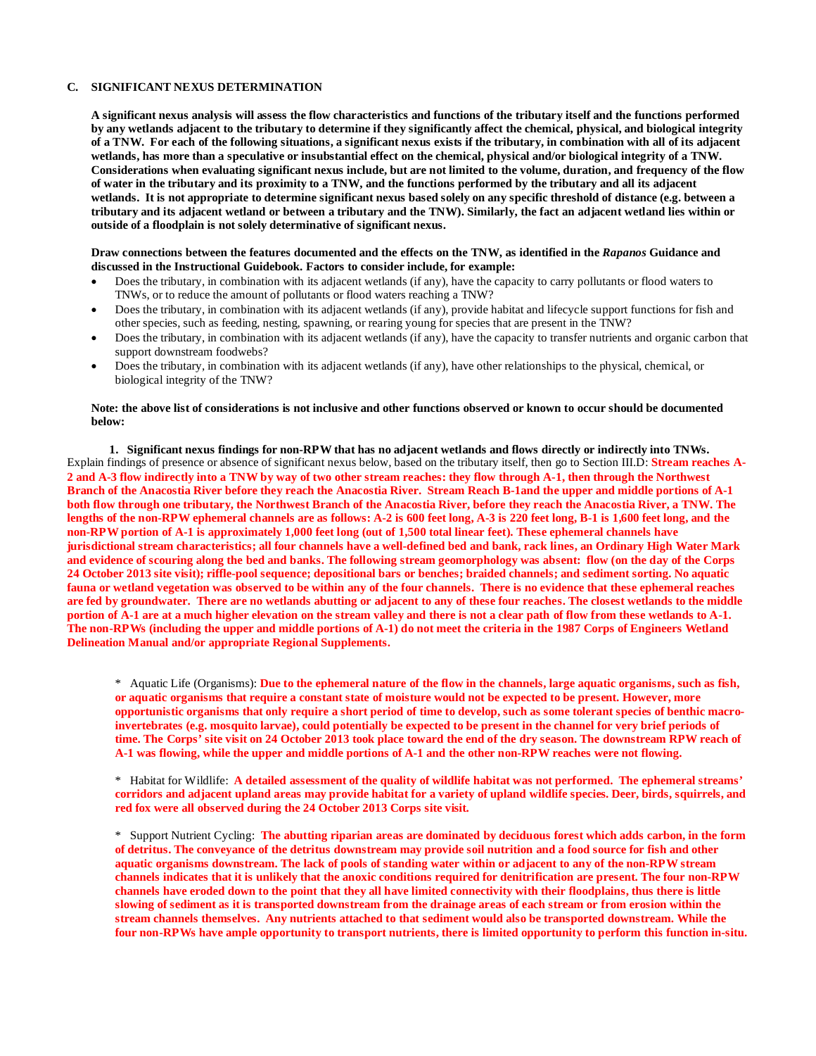### C. SIGNIFICANT NEXUS DETERMINATION

**A significant nexus analysis will assess the flow characteristics and functions of the tributary itself and the functions performed by any wetlands adjacent to the tributary to determine if they significantly affect the chemical, physical, and biological integrity of a TNW. For each of the following situations, a significant nexus exists if the tributary, in combination with all of its adjacent wetlands, has more than a speculative or insubstantial effect on the chemical, physical and/or biological integrity of a TNW. Considerations when evaluating significant nexus include, but are not limited to the volume, duration, and frequency of the flow of water in the tributary and its proximity to a TNW, and the functions performed by the tributary and all its adjacent wetlands. It is not appropriate to determine significant nexus based solely on any specific threshold of distance (e.g. between a tributary and its adjacent wetland or between a tributary and the TNW). Similarly, the fact an adjacent wetland lies within or outside of a floodplain is not solely determinative of significant nexus.**

**Draw connections between the features documented and the effects on the TNW, as identified in the *Rapanos* Guidance and discussed in the Instructional Guidebook. Factors to consider include, for example:**

- Does the tributary, in combination with its adjacent wetlands (if any), have the capacity to carry pollutants or flood waters to TNWs, or to reduce the amount of pollutants or flood waters reaching a TNW?
- Does the tributary, in combination with its adjacent wetlands (if any), provide habitat and lifecycle support functions for fish and other species, such as feeding, nesting, spawning, or rearing young for species that are present in the TNW?
- Does the tributary, in combination with its adjacent wetlands (if any), have the capacity to transfer nutrients and organic carbon that support downstream foodwebs?
- Does the tributary, in combination with its adjacent wetlands (if any), have other relationships to the physical, chemical, or biological integrity of the TNW?

**Note: the above list of considerations is not inclusive and other functions observed or known to occur should be documented below:**

**1. Significant nexus findings for non-RPW that has no adjacent wetlands and flows directly or indirectly into TNWs.** Explain findings of presence or absence of significant nexus below, based on the tributary itself, then go to Section III.D: **Stream reaches A-2 and A-3 flow indirectly into a TNW by way of two other stream reaches: they flow through A-1, then through the Northwest Branch of the Anacostia River before they reach the Anacostia River. Stream Reach B-1and the upper and middle portions of A-1 both flow through one tributary, the Northwest Branch of the Anacostia River, before they reach the Anacostia River, a TNW. The lengths of the non-RPW ephemeral channels are as follows: A-2 is 600 feet long, A-3 is 220 feet long, B-1 is 1,600 feet long, and the non-RPW portion of A-1 is approximately 1,000 feet long (out of 1,500 total linear feet). These ephemeral channels have jurisdictional stream characteristics; all four channels have a well-defined bed and bank, rack lines, an Ordinary High Water Mark and evidence of scouring along the bed and banks. The following stream geomorphology was absent: flow (on the day of the Corps 24 October 2013 site visit); riffle-pool sequence; depositional bars or benches; braided channels; and sediment sorting. No aquatic fauna or wetland vegetation was observed to be within any of the four channels. There is no evidence that these ephemeral reaches are fed by groundwater. There are no wetlands abutting or adjacent to any of these four reaches. The closest wetlands to the middle portion of A-1 are at a much higher elevation on the stream valley and there is not a clear path of flow from these wetlands to A-1. The non-RPWs (including the upper and middle portions of A-1) do not meet the criteria in the 1987 Corps of Engineers Wetland Delineation Manual and/or appropriate Regional Supplements.**

\* Aquatic Life (Organisms): **Due to the ephemeral nature of the flow in the channels, large aquatic organisms, such as fish, or aquatic organisms that require a constant state of moisture would not be expected to be present. However, more opportunistic organisms that only require a short period of time to develop, such as some tolerant species of benthic macro-invertebrates (e.g. mosquito larvae), could potentially be expected to be present in the channel for very brief periods of time. The Corps' site visit on 24 October 2013 took place toward the end of the dry season. The downstream RPW reach of A-1 was flowing, while the upper and middle portions of A-1 and the other non-RPW reaches were not flowing.**

\* Habitat for Wildlife: **A detailed assessment of the quality of wildlife habitat was not performed. The ephemeral streams' corridors and adjacent upland areas may provide habitat for a variety of upland wildlife species. Deer, birds, squirrels, and red fox were all observed during the 24 October 2013 Corps site visit.**

\* Support Nutrient Cycling: **The abutting riparian areas are dominated by deciduous forest which adds carbon, in the form of detritus. The conveyance of the detritus downstream may provide soil nutrition and a food source for fish and other aquatic organisms downstream. The lack of pools of standing water within or adjacent to any of the non-RPW stream channels indicates that it is unlikely that the anoxic conditions required for denitrification are present. The four non-RPW channels have eroded down to the point that they all have limited connectivity with their floodplains, thus there is little slowing of sediment as it is transported downstream from the drainage areas of each stream or from erosion within the stream channels themselves. Any nutrients attached to that sediment would also be transported downstream. While the four non-RPWs have ample opportunity to transport nutrients, there is limited opportunity to perform this function in-situ.**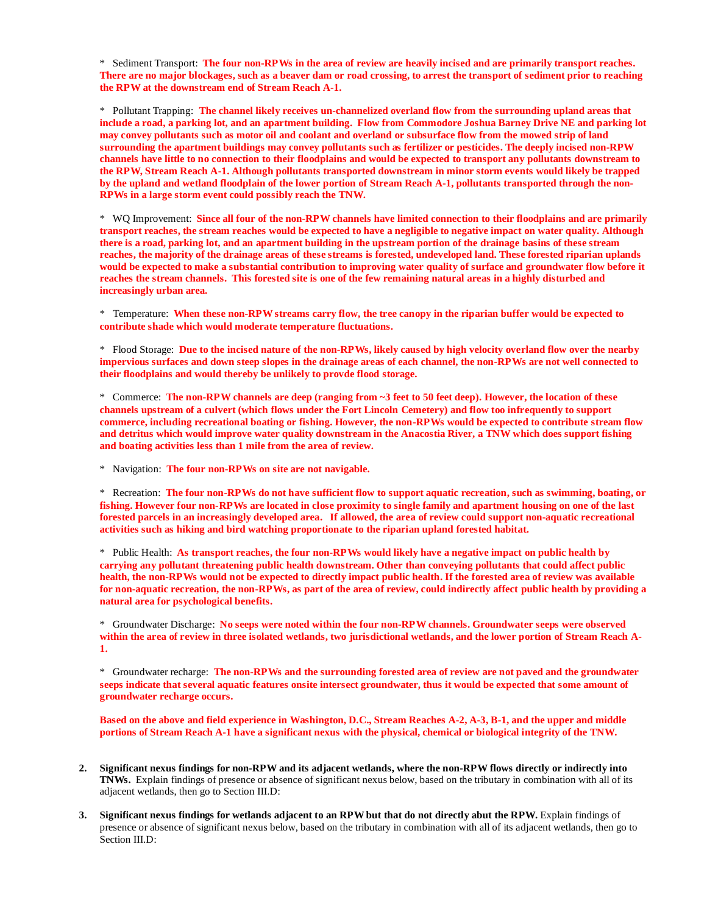* Sediment Transport: **The four non-RPWs in the area of review are heavily incised and are primarily transport reaches. There are no major blockages, such as a beaver dam or road crossing, to arrest the transport of sediment prior to reaching the RPW at the downstream end of Stream Reach A-1.**

* Pollutant Trapping: **The channel likely receives un-channelized overland flow from the surrounding upland areas that include a road, a parking lot, and an apartment building. Flow from Commodore Joshua Barney Drive NE and parking lot may convey pollutants such as motor oil and coolant and overland or subsurface flow from the mowed strip of land surrounding the apartment buildings may convey pollutants such as fertilizer or pesticides. The deeply incised non-RPW channels have little to no connection to their floodplains and would be expected to transport any pollutants downstream to the RPW, Stream Reach A-1. Although pollutants transported downstream in minor storm events would likely be trapped by the upland and wetland floodplain of the lower portion of Stream Reach A-1, pollutants transported through the non-RPWs in a large storm event could possibly reach the TNW.**

* WQ Improvement: **Since all four of the non-RPW channels have limited connection to their floodplains and are primarily transport reaches, the stream reaches would be expected to have a negligible to negative impact on water quality. Although there is a road, parking lot, and an apartment building in the upstream portion of the drainage basins of these stream reaches, the majority of the drainage areas of these streams is forested, undeveloped land. These forested riparian uplands would be expected to make a substantial contribution to improving water quality of surface and groundwater flow before it reaches the stream channels. This forested site is one of the few remaining natural areas in a highly disturbed and increasingly urban area.**

* Temperature: **When these non-RPW streams carry flow, the tree canopy in the riparian buffer would be expected to contribute shade which would moderate temperature fluctuations.**

* Flood Storage: **Due to the incised nature of the non-RPWs, likely caused by high velocity overland flow over the nearby impervious surfaces and down steep slopes in the drainage areas of each channel, the non-RPWs are not well connected to their floodplains and would thereby be unlikely to provde flood storage.**

* Commerce: **The non-RPW channels are deep (ranging from ~3 feet to 50 feet deep). However, the location of these channels upstream of a culvert (which flows under the Fort Lincoln Cemetery) and flow too infrequently to support commerce, including recreational boating or fishing. However, the non-RPWs would be expected to contribute stream flow and detritus which would improve water quality downstream in the Anacostia River, a TNW which does support fishing and boating activities less than 1 mile from the area of review.**

* Navigation: **The four non-RPWs on site are not navigable.**

* Recreation: **The four non-RPWs do not have sufficient flow to support aquatic recreation, such as swimming, boating, or fishing. However four non-RPWs are located in close proximity to single family and apartment housing on one of the last forested parcels in an increasingly developed area. If allowed, the area of review could support non-aquatic recreational activities such as hiking and bird watching proportionate to the riparian upland forested habitat.**

* Public Health: **As transport reaches, the four non-RPWs would likely have a negative impact on public health by carrying any pollutant threatening public health downstream. Other than conveying pollutants that could affect public health, the non-RPWs would not be expected to directly impact public health. If the forested area of review was available for non-aquatic recreation, the non-RPWs, as part of the area of review, could indirectly affect public health by providing a natural area for psychological benefits.**

* Groundwater Discharge: **No seeps were noted within the four non-RPW channels. Groundwater seeps were observed within the area of review in three isolated wetlands, two jurisdictional wetlands, and the lower portion of Stream Reach A-1.**

* Groundwater recharge: **The non-RPWs and the surrounding forested area of review are not paved and the groundwater seeps indicate that several aquatic features onsite intersect groundwater, thus it would be expected that some amount of groundwater recharge occurs.**

**Based on the above and field experience in Washington, D.C., Stream Reaches A-2, A-3, B-1, and the upper and middle portions of Stream Reach A-1 have a significant nexus with the physical, chemical or biological integrity of the TNW.**

2. **Significant nexus findings for non-RPW and its adjacent wetlands, where the non-RPW flows directly or indirectly into TNWs.** Explain findings of presence or absence of significant nexus below, based on the tributary in combination with all of its adjacent wetlands, then go to Section III.D:

3. **Significant nexus findings for wetlands adjacent to an RPW but that do not directly abut the RPW.** Explain findings of presence or absence of significant nexus below, based on the tributary in combination with all of its adjacent wetlands, then go to Section III.D: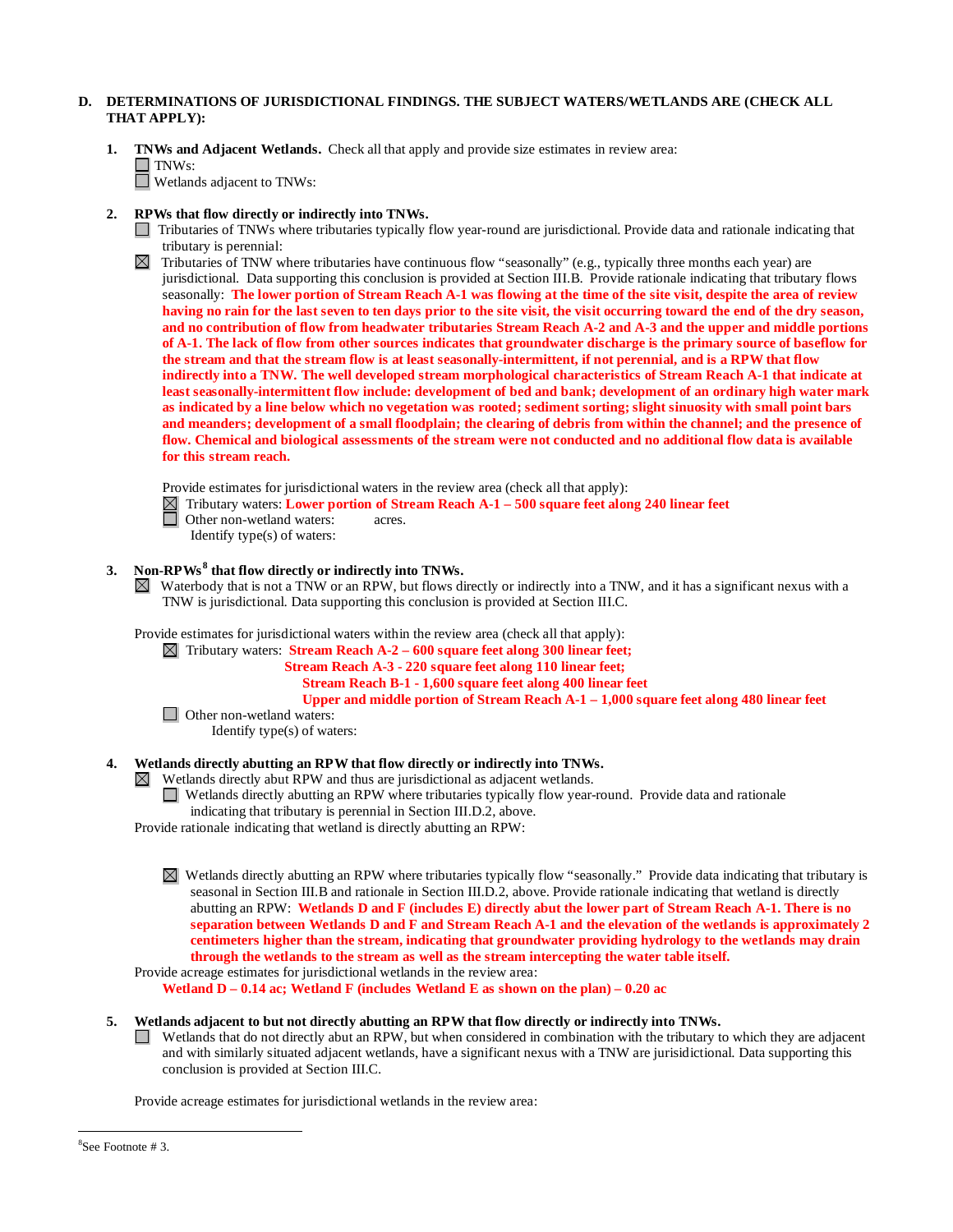**D. DETERMINATIONS OF JURISDICTIONAL FINDINGS. THE SUBJECT WATERS/WETLANDS ARE (CHECK ALL THAT APPLY):**

1. **TNWs and Adjacent Wetlands.** Check all that apply and provide size estimates in review area:
   - ☐ TNWs:
   - ☐ Wetlands adjacent to TNWs:

2. **RPWs that flow directly or indirectly into TNWs.**
   - ☐ Tributaries of TNWs where tributaries typically flow year-round are jurisdictional. Provide data and rationale indicating that tributary is perennial:
   - ☒ Tributaries of TNW where tributaries have continuous flow "seasonally" (e.g., typically three months each year) are jurisdictional. Data supporting this conclusion is provided at Section III.B. Provide rationale indicating that tributary flows seasonally: **The lower portion of Stream Reach A-1 was flowing at the time of the site visit, despite the area of review having no rain for the last seven to ten days prior to the site visit, the visit occurring toward the end of the dry season, and no contribution of flow from headwater tributaries Stream Reach A-2 and A-3 and the upper and middle portions of A-1. The lack of flow from other sources indicates that groundwater discharge is the primary source of baseflow for the stream and that the stream flow is at least seasonally-intermittent, if not perennial, and is a RPW that flow indirectly into a TNW. The well developed stream morphological characteristics of Stream Reach A-1 that indicate at least seasonally-intermittent flow include: development of bed and bank; development of an ordinary high water mark as indicated by a line below which no vegetation was rooted; sediment sorting; slight sinuosity with small point bars and meanders; development of a small floodplain; the clearing of debris from within the channel; and the presence of flow. Chemical and biological assessments of the stream were not conducted and no additional flow data is available for this stream reach.**

   Provide estimates for jurisdictional waters in the review area (check all that apply):
   - ☒ Tributary waters: **Lower portion of Stream Reach A-1 – 500 square feet along 240 linear feet**
   - ☐ Other non-wetland waters: acres.
     Identify type(s) of waters:

3. **Non-RPWs[8] that flow directly or indirectly into TNWs.**
   - ☒ Waterbody that is not a TNW or an RPW, but flows directly or indirectly into a TNW, and it has a significant nexus with a TNW is jurisdictional. Data supporting this conclusion is provided at Section III.C.

   Provide estimates for jurisdictional waters within the review area (check all that apply):
   - ☒ Tributary waters: **Stream Reach A-2 – 600 square feet along 300 linear feet;**
     **Stream Reach A-3 - 220 square feet along 110 linear feet;**
     **Stream Reach B-1 - 1,600 square feet along 400 linear feet**
     **Upper and middle portion of Stream Reach A-1 – 1,000 square feet along 480 linear feet**
   - ☐ Other non-wetland waters:
     Identify type(s) of waters:

4. **Wetlands directly abutting an RPW that flow directly or indirectly into TNWs.**
   - ☒ Wetlands directly abut RPW and thus are jurisdictional as adjacent wetlands.
     - ☐ Wetlands directly abutting an RPW where tributaries typically flow year-round. Provide data and rationale indicating that tributary is perennial in Section III.D.2, above.

   Provide rationale indicating that wetland is directly abutting an RPW:

     - ☒ Wetlands directly abutting an RPW where tributaries typically flow "seasonally." Provide data indicating that tributary is seasonal in Section III.B and rationale in Section III.D.2, above. Provide rationale indicating that wetland is directly abutting an RPW: **Wetlands D and F (includes E) directly abut the lower part of Stream Reach A-1. There is no separation between Wetlands D and F and Stream Reach A-1 and the elevation of the wetlands is approximately 2 centimeters higher than the stream, indicating that groundwater providing hydrology to the wetlands may drain through the wetlands to the stream as well as the stream intercepting the water table itself.**

   Provide acreage estimates for jurisdictional wetlands in the review area:
   **Wetland D – 0.14 ac; Wetland F (includes Wetland E as shown on the plan) – 0.20 ac**

5. **Wetlands adjacent to but not directly abutting an RPW that flow directly or indirectly into TNWs.**
   - ☐ Wetlands that do not directly abut an RPW, but when considered in combination with the tributary to which they are adjacent and with similarly situated adjacent wetlands, have a significant nexus with a TNW are jurisidictional. Data supporting this conclusion is provided at Section III.C.

   Provide acreage estimates for jurisdictional wetlands in the review area:

---

[8] See Footnote # 3.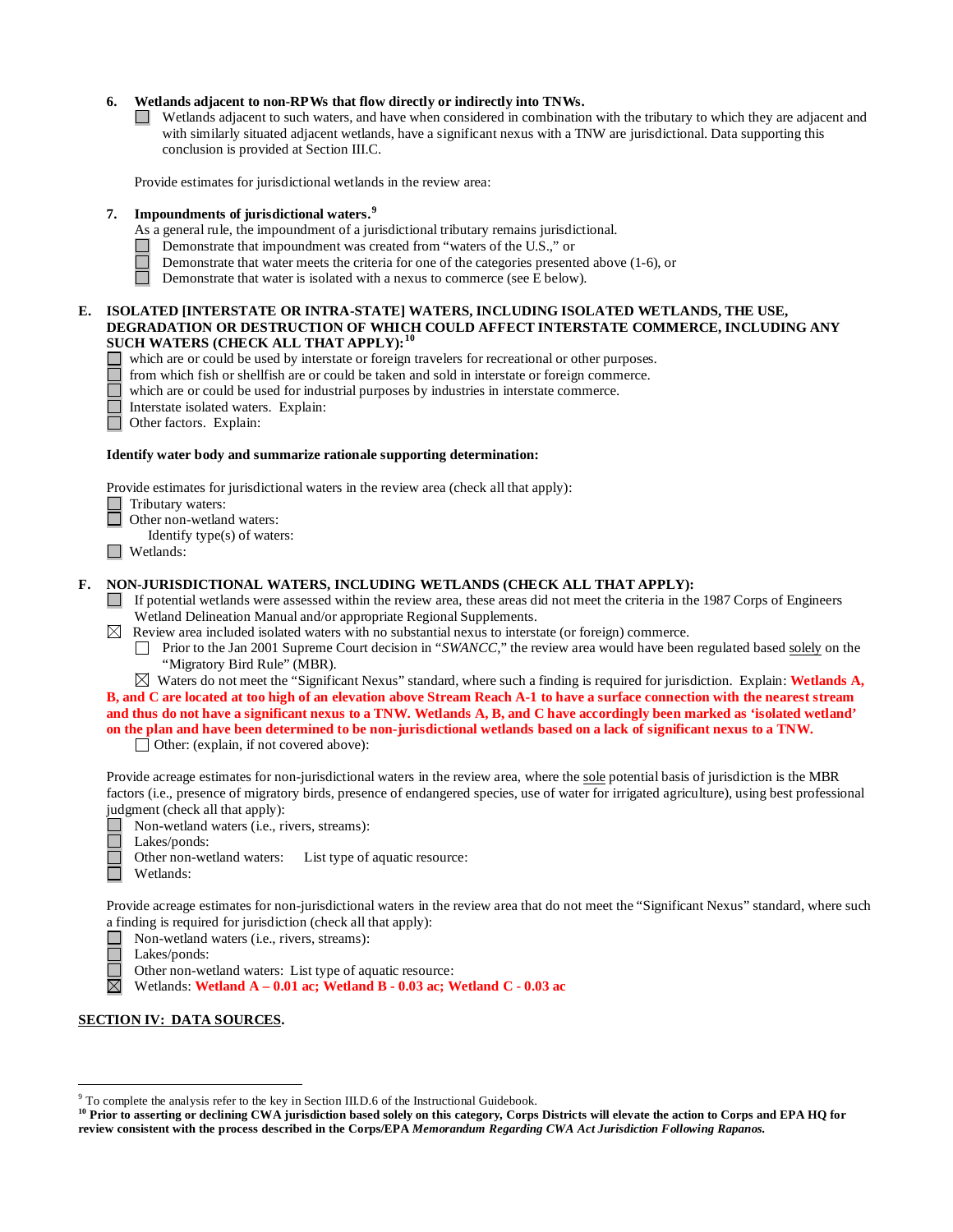6. **Wetlands adjacent to non-RPWs that flow directly or indirectly into TNWs.**
   ☐ Wetlands adjacent to such waters, and have when considered in combination with the tributary to which they are adjacent and with similarly situated adjacent wetlands, have a significant nexus with a TNW are jurisdictional. Data supporting this conclusion is provided at Section III.C.

   Provide estimates for jurisdictional wetlands in the review area:

7. **Impoundments of jurisdictional waters.**[9]
   As a general rule, the impoundment of a jurisdictional tributary remains jurisdictional.
   ☐ Demonstrate that impoundment was created from "waters of the U.S.," or
   ☐ Demonstrate that water meets the criteria for one of the categories presented above (1-6), or
   ☐ Demonstrate that water is isolated with a nexus to commerce (see E below).

**E. ISOLATED [INTERSTATE OR INTRA-STATE] WATERS, INCLUDING ISOLATED WETLANDS, THE USE, DEGRADATION OR DESTRUCTION OF WHICH COULD AFFECT INTERSTATE COMMERCE, INCLUDING ANY SUCH WATERS (CHECK ALL THAT APPLY):**[10]

☐ which are or could be used by interstate or foreign travelers for recreational or other purposes.
☐ from which fish or shellfish are or could be taken and sold in interstate or foreign commerce.
☐ which are or could be used for industrial purposes by industries in interstate commerce.
☐ Interstate isolated waters. Explain:
☐ Other factors. Explain:

**Identify water body and summarize rationale supporting determination:**

Provide estimates for jurisdictional waters in the review area (check all that apply):
☐ Tributary waters:
☐ Other non-wetland waters:
    Identify type(s) of waters:
☐ Wetlands:

**F. NON-JURISDICTIONAL WATERS, INCLUDING WETLANDS (CHECK ALL THAT APPLY):**

☐ If potential wetlands were assessed within the review area, these areas did not meet the criteria in the 1987 Corps of Engineers Wetland Delineation Manual and/or appropriate Regional Supplements.
☒ Review area included isolated waters with no substantial nexus to interstate (or foreign) commerce.
   ☐ Prior to the Jan 2001 Supreme Court decision in "*SWANCC*," the review area would have been regulated based solely on the "Migratory Bird Rule" (MBR).
   ☒ Waters do not meet the "Significant Nexus" standard, where such a finding is required for jurisdiction. Explain: **Wetlands A, B, and C are located at too high of an elevation above Stream Reach A-1 to have a surface connection with the nearest stream and thus do not have a significant nexus to a TNW. Wetlands A, B, and C have accordingly been marked as 'isolated wetland' on the plan and have been determined to be non-jurisdictional wetlands based on a lack of significant nexus to a TNW.**
   ☐ Other: (explain, if not covered above):

Provide acreage estimates for non-jurisdictional waters in the review area, where the sole potential basis of jurisdiction is the MBR factors (i.e., presence of migratory birds, presence of endangered species, use of water for irrigated agriculture), using best professional judgment (check all that apply):
☐ Non-wetland waters (i.e., rivers, streams):
☐ Lakes/ponds:
☐ Other non-wetland waters: List type of aquatic resource:
☐ Wetlands:

Provide acreage estimates for non-jurisdictional waters in the review area that do not meet the "Significant Nexus" standard, where such a finding is required for jurisdiction (check all that apply):
☐ Non-wetland waters (i.e., rivers, streams):
☐ Lakes/ponds:
☐ Other non-wetland waters: List type of aquatic resource:
☒ Wetlands: **Wetland A – 0.01 ac; Wetland B - 0.03 ac; Wetland C - 0.03 ac**

## SECTION IV: DATA SOURCES.

---

[9] To complete the analysis refer to the key in Section III.D.6 of the Instructional Guidebook.

[10] **Prior to asserting or declining CWA jurisdiction based solely on this category, Corps Districts will elevate the action to Corps and EPA HQ for review consistent with the process described in the Corps/EPA *Memorandum Regarding CWA Act Jurisdiction Following Rapanos.***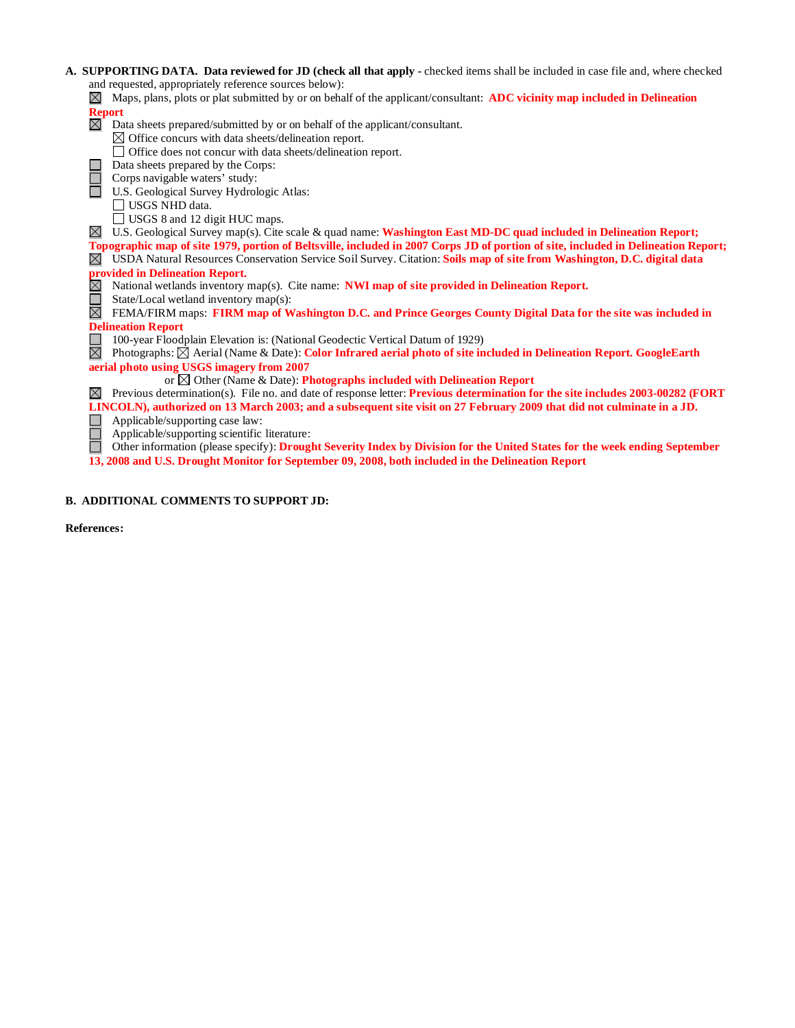**A. SUPPORTING DATA. Data reviewed for JD (check all that apply -** checked items shall be included in case file and, where checked and requested, appropriately reference sources below):

- ☒ Maps, plans, plots or plat submitted by or on behalf of the applicant/consultant: **ADC vicinity map included in Delineation Report**
- ☒ Data sheets prepared/submitted by or on behalf of the applicant/consultant.
  - ☒ Office concurs with data sheets/delineation report.
  - ☐ Office does not concur with data sheets/delineation report.
- ☐ Data sheets prepared by the Corps:
- ☐ Corps navigable waters' study:
- ☐ U.S. Geological Survey Hydrologic Atlas:
  - ☐ USGS NHD data.
  - ☐ USGS 8 and 12 digit HUC maps.
- ☒ U.S. Geological Survey map(s). Cite scale & quad name: **Washington East MD-DC quad included in Delineation Report; Topographic map of site 1979, portion of Beltsville, included in 2007 Corps JD of portion of site, included in Delineation Report;**
- ☒ USDA Natural Resources Conservation Service Soil Survey. Citation: **Soils map of site from Washington, D.C. digital data provided in Delineation Report.**
- ☒ National wetlands inventory map(s). Cite name: **NWI map of site provided in Delineation Report.**
- ☐ State/Local wetland inventory map(s):
- ☒ FEMA/FIRM maps: **FIRM map of Washington D.C. and Prince Georges County Digital Data for the site was included in Delineation Report**
- ☐ 100-year Floodplain Elevation is: (National Geodectic Vertical Datum of 1929)
- ☒ Photographs: ☒ Aerial (Name & Date): **Color Infrared aerial photo of site included in Delineation Report. GoogleEarth aerial photo using USGS imagery from 2007**

  or ☒ Other (Name & Date): **Photographs included with Delineation Report**
- ☒ Previous determination(s). File no. and date of response letter: **Previous determination for the site includes 2003-00282 (FORT LINCOLN), authorized on 13 March 2003; and a subsequent site visit on 27 February 2009 that did not culminate in a JD.**
- ☐ Applicable/supporting case law:
- ☐ Applicable/supporting scientific literature:
- ☐ Other information (please specify): **Drought Severity Index by Division for the United States for the week ending September 13, 2008 and U.S. Drought Monitor for September 09, 2008, both included in the Delineation Report**

**B. ADDITIONAL COMMENTS TO SUPPORT JD:**

**References:**